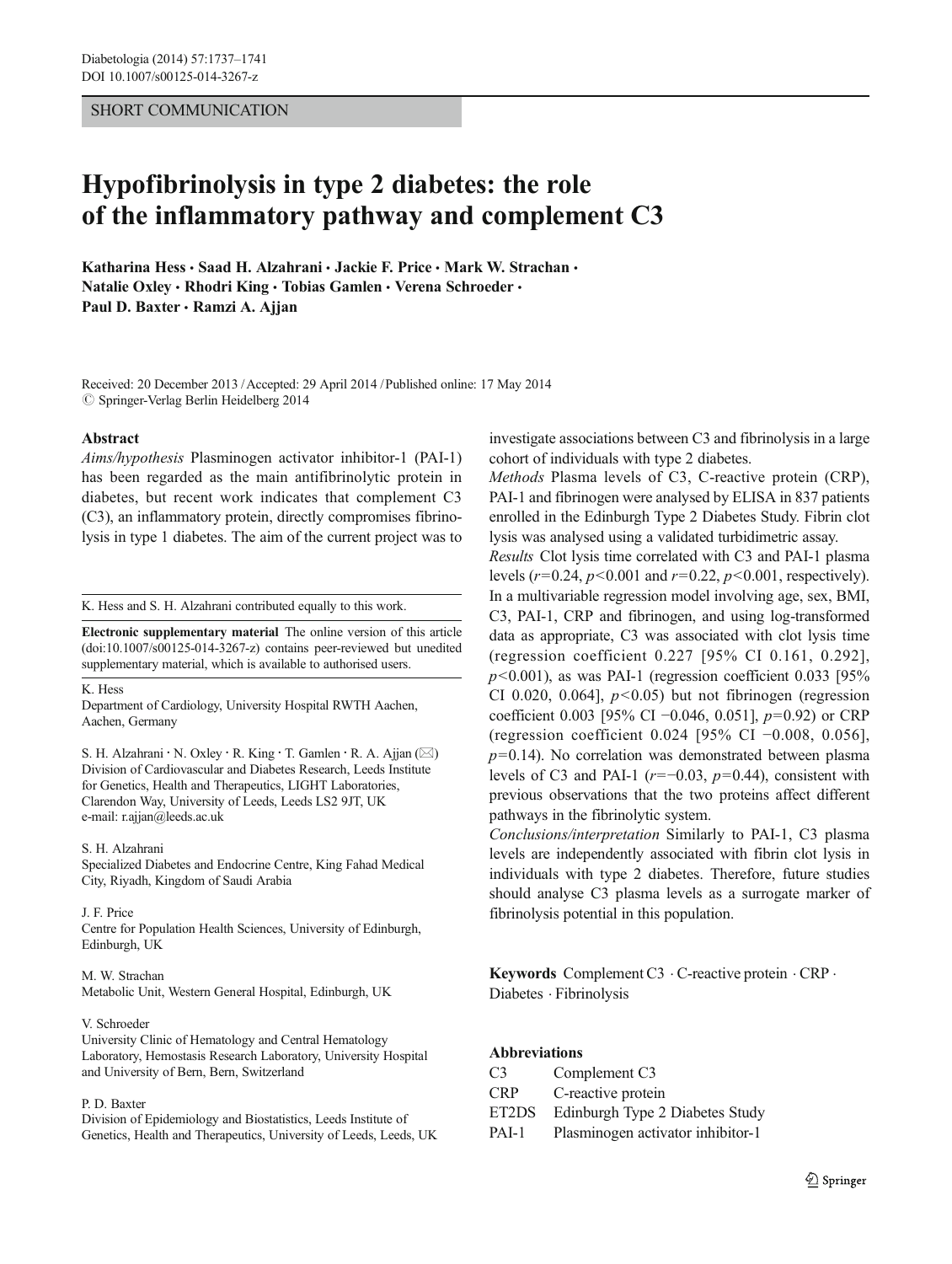SHORT COMMUNICATION

# Hypofibrinolysis in type 2 diabetes: the role of the inflammatory pathway and complement C3

**Katharina Hess · Saad H. Alzahrani · Jackie F. Price · Mark W. Strachan · Natalie Oxley · Rhodri King · Tobias Gamlen · Verena Schroeder · Paul D. Baxter · Ramzi A. Ajjan**

Received: 20 December 2013 / Accepted: 29 April 2014 / Published online: 17 May 2014
© Springer-Verlag Berlin Heidelberg 2014

## Abstract

*Aims/hypothesis* Plasminogen activator inhibitor-1 (PAI-1) has been regarded as the main antifibrinolytic protein in diabetes, but recent work indicates that complement C3 (C3), an inflammatory protein, directly compromises fibrinolysis in type 1 diabetes. The aim of the current project was to investigate associations between C3 and fibrinolysis in a large cohort of individuals with type 2 diabetes.

*Methods* Plasma levels of C3, C-reactive protein (CRP), PAI-1 and fibrinogen were analysed by ELISA in 837 patients enrolled in the Edinburgh Type 2 Diabetes Study. Fibrin clot lysis was analysed using a validated turbidimetric assay.

*Results* Clot lysis time correlated with C3 and PAI-1 plasma levels ($r$=0.24, $p$<0.001 and $r$=0.22, $p$<0.001, respectively). In a multivariable regression model involving age, sex, BMI, C3, PAI-1, CRP and fibrinogen, and using log-transformed data as appropriate, C3 was associated with clot lysis time (regression coefficient 0.227 [95% CI 0.161, 0.292], $p$<0.001), as was PAI-1 (regression coefficient 0.033 [95% CI 0.020, 0.064], $p$<0.05) but not fibrinogen (regression coefficient 0.003 [95% CI −0.046, 0.051], $p$=0.92) or CRP (regression coefficient 0.024 [95% CI −0.008, 0.056], $p$=0.14). No correlation was demonstrated between plasma levels of C3 and PAI-1 ($r$=−0.03, $p$=0.44), consistent with previous observations that the two proteins affect different pathways in the fibrinolytic system.

*Conclusions/interpretation* Similarly to PAI-1, C3 plasma levels are independently associated with fibrin clot lysis in individuals with type 2 diabetes. Therefore, future studies should analyse C3 plasma levels as a surrogate marker of fibrinolysis potential in this population.

**Keywords** Complement C3 · C-reactive protein · CRP · Diabetes · Fibrinolysis

### Abbreviations

| | |
|---|---|
| C3 | Complement C3 |
| CRP | C-reactive protein |
| ET2DS | Edinburgh Type 2 Diabetes Study |
| PAI-1 | Plasminogen activator inhibitor-1 |

---

K. Hess and S. H. Alzahrani contributed equally to this work.

**Electronic supplementary material** The online version of this article (doi:10.1007/s00125-014-3267-z) contains peer-reviewed but unedited supplementary material, which is available to authorised users.

K. Hess
Department of Cardiology, University Hospital RWTH Aachen, Aachen, Germany

S. H. Alzahrani · N. Oxley · R. King · T. Gamlen · R. A. Ajjan (✉)
Division of Cardiovascular and Diabetes Research, Leeds Institute for Genetics, Health and Therapeutics, LIGHT Laboratories, Clarendon Way, University of Leeds, Leeds LS2 9JT, UK
e-mail: r.ajjan@leeds.ac.uk

S. H. Alzahrani
Specialized Diabetes and Endocrine Centre, King Fahad Medical City, Riyadh, Kingdom of Saudi Arabia

J. F. Price
Centre for Population Health Sciences, University of Edinburgh, Edinburgh, UK

M. W. Strachan
Metabolic Unit, Western General Hospital, Edinburgh, UK

V. Schroeder
University Clinic of Hematology and Central Hematology Laboratory, Hemostasis Research Laboratory, University Hospital and University of Bern, Bern, Switzerland

P. D. Baxter
Division of Epidemiology and Biostatistics, Leeds Institute of Genetics, Health and Therapeutics, University of Leeds, Leeds, UK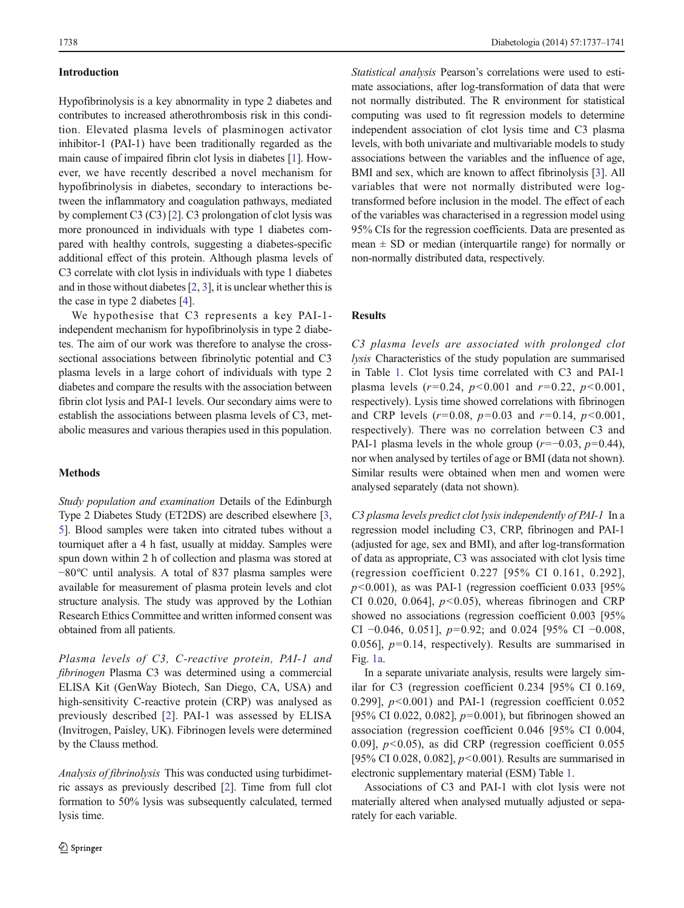## Introduction

Hypofibrinolysis is a key abnormality in type 2 diabetes and contributes to increased atherothrombosis risk in this condition. Elevated plasma levels of plasminogen activator inhibitor-1 (PAI-1) have been traditionally regarded as the main cause of impaired fibrin clot lysis in diabetes [1]. However, we have recently described a novel mechanism for hypofibrinolysis in diabetes, secondary to interactions between the inflammatory and coagulation pathways, mediated by complement C3 (C3) [2]. C3 prolongation of clot lysis was more pronounced in individuals with type 1 diabetes compared with healthy controls, suggesting a diabetes-specific additional effect of this protein. Although plasma levels of C3 correlate with clot lysis in individuals with type 1 diabetes and in those without diabetes [2, 3], it is unclear whether this is the case in type 2 diabetes [4].

We hypothesise that C3 represents a key PAI-1-independent mechanism for hypofibrinolysis in type 2 diabetes. The aim of our work was therefore to analyse the cross-sectional associations between fibrinolytic potential and C3 plasma levels in a large cohort of individuals with type 2 diabetes and compare the results with the association between fibrin clot lysis and PAI-1 levels. Our secondary aims were to establish the associations between plasma levels of C3, metabolic measures and various therapies used in this population.

## Methods

*Study population and examination* Details of the Edinburgh Type 2 Diabetes Study (ET2DS) are described elsewhere [3, 5]. Blood samples were taken into citrated tubes without a tourniquet after a 4 h fast, usually at midday. Samples were spun down within 2 h of collection and plasma was stored at −80ºC until analysis. A total of 837 plasma samples were available for measurement of plasma protein levels and clot structure analysis. The study was approved by the Lothian Research Ethics Committee and written informed consent was obtained from all patients.

*Plasma levels of C3, C-reactive protein, PAI-1 and fibrinogen* Plasma C3 was determined using a commercial ELISA Kit (GenWay Biotech, San Diego, CA, USA) and high-sensitivity C-reactive protein (CRP) was analysed as previously described [2]. PAI-1 was assessed by ELISA (Invitrogen, Paisley, UK). Fibrinogen levels were determined by the Clauss method.

*Analysis of fibrinolysis* This was conducted using turbidimetric assays as previously described [2]. Time from full clot formation to 50% lysis was subsequently calculated, termed lysis time.

*Statistical analysis* Pearson's correlations were used to estimate associations, after log-transformation of data that were not normally distributed. The R environment for statistical computing was used to fit regression models to determine independent association of clot lysis time and C3 plasma levels, with both univariate and multivariable models to study associations between the variables and the influence of age, BMI and sex, which are known to affect fibrinolysis [3]. All variables that were not normally distributed were log-transformed before inclusion in the model. The effect of each of the variables was characterised in a regression model using 95% CIs for the regression coefficients. Data are presented as mean ± SD or median (interquartile range) for normally or non-normally distributed data, respectively.

## Results

*C3 plasma levels are associated with prolonged clot lysis* Characteristics of the study population are summarised in Table 1. Clot lysis time correlated with C3 and PAI-1 plasma levels ($r=0.24$, $p<0.001$ and $r=0.22$, $p<0.001$, respectively). Lysis time showed correlations with fibrinogen and CRP levels ($r=0.08$, $p=0.03$ and $r=0.14$, $p<0.001$, respectively). There was no correlation between C3 and PAI-1 plasma levels in the whole group ($r=-0.03$, $p=0.44$), nor when analysed by tertiles of age or BMI (data not shown). Similar results were obtained when men and women were analysed separately (data not shown).

*C3 plasma levels predict clot lysis independently of PAI-1* In a regression model including C3, CRP, fibrinogen and PAI-1 (adjusted for age, sex and BMI), and after log-transformation of data as appropriate, C3 was associated with clot lysis time (regression coefficient 0.227 [95% CI 0.161, 0.292], $p<0.001$), as was PAI-1 (regression coefficient 0.033 [95% CI 0.020, 0.064], $p<0.05$), whereas fibrinogen and CRP showed no associations (regression coefficient 0.003 [95% CI −0.046, 0.051], $p=0.92$; and 0.024 [95% CI −0.008, 0.056], $p=0.14$, respectively). Results are summarised in Fig. 1a.

In a separate univariate analysis, results were largely similar for C3 (regression coefficient 0.234 [95% CI 0.169, 0.299], $p<0.001$) and PAI-1 (regression coefficient 0.052 [95% CI 0.022, 0.082], $p=0.001$), but fibrinogen showed an association (regression coefficient 0.046 [95% CI 0.004, 0.09], $p<0.05$), as did CRP (regression coefficient 0.055 [95% CI 0.028, 0.082], $p<0.001$). Results are summarised in electronic supplementary material (ESM) Table 1.

Associations of C3 and PAI-1 with clot lysis were not materially altered when analysed mutually adjusted or separately for each variable.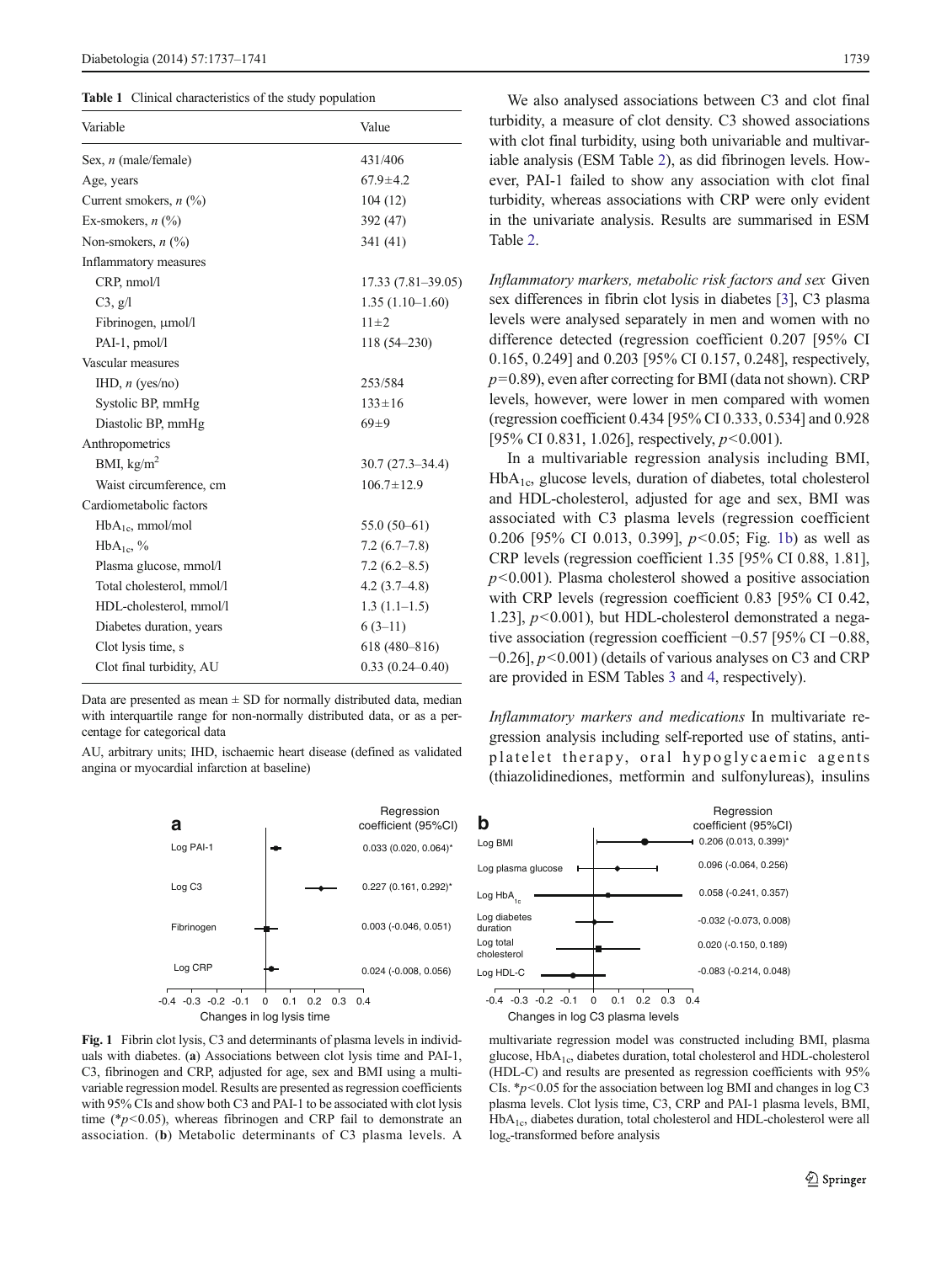**Table 1** Clinical characteristics of the study population

| Variable | Value |
|---|---|
| Sex, *n* (male/female) | 431/406 |
| Age, years | 67.9±4.2 |
| Current smokers, *n* (%) | 104 (12) |
| Ex-smokers, *n* (%) | 392 (47) |
| Non-smokers, *n* (%) | 341 (41) |
| Inflammatory measures | |
| CRP, nmol/l | 17.33 (7.81–39.05) |
| C3, g/l | 1.35 (1.10–1.60) |
| Fibrinogen, μmol/l | 11±2 |
| PAI-1, pmol/l | 118 (54–230) |
| Vascular measures | |
| IHD, *n* (yes/no) | 253/584 |
| Systolic BP, mmHg | 133±16 |
| Diastolic BP, mmHg | 69±9 |
| Anthropometrics | |
| BMI, kg/m$^2$ | 30.7 (27.3–34.4) |
| Waist circumference, cm | 106.7±12.9 |
| Cardiometabolic factors | |
| $HbA_{1c}$, mmol/mol | 55.0 (50–61) |
| $HbA_{1c}$, % | 7.2 (6.7–7.8) |
| Plasma glucose, mmol/l | 7.2 (6.2–8.5) |
| Total cholesterol, mmol/l | 4.2 (3.7–4.8) |
| HDL-cholesterol, mmol/l | 1.3 (1.1–1.5) |
| Diabetes duration, years | 6 (3–11) |
| Clot lysis time, s | 618 (480–816) |
| Clot final turbidity, AU | 0.33 (0.24–0.40) |

Data are presented as mean ± SD for normally distributed data, median with interquartile range for non-normally distributed data, or as a percentage for categorical data

AU, arbitrary units; IHD, ischaemic heart disease (defined as validated angina or myocardial infarction at baseline)

We also analysed associations between C3 and clot final turbidity, a measure of clot density. C3 showed associations with clot final turbidity, using both univariable and multivariable analysis (ESM Table 2), as did fibrinogen levels. However, PAI-1 failed to show any association with clot final turbidity, whereas associations with CRP were only evident in the univariate analysis. Results are summarised in ESM Table 2.

*Inflammatory markers, metabolic risk factors and sex* Given sex differences in fibrin clot lysis in diabetes [3], C3 plasma levels were analysed separately in men and women with no difference detected (regression coefficient 0.207 [95% CI 0.165, 0.249] and 0.203 [95% CI 0.157, 0.248], respectively, $p$=0.89), even after correcting for BMI (data not shown). CRP levels, however, were lower in men compared with women (regression coefficient 0.434 [95% CI 0.333, 0.534] and 0.928 [95% CI 0.831, 1.026], respectively, $p$<0.001).

In a multivariable regression analysis including BMI, $HbA_{1c}$, glucose levels, duration of diabetes, total cholesterol and HDL-cholesterol, adjusted for age and sex, BMI was associated with C3 plasma levels (regression coefficient 0.206 [95% CI 0.013, 0.399], $p$<0.05; Fig. 1b) as well as CRP levels (regression coefficient 1.35 [95% CI 0.88, 1.81], $p$<0.001). Plasma cholesterol showed a positive association with CRP levels (regression coefficient 0.83 [95% CI 0.42, 1.23], $p$<0.001), but HDL-cholesterol demonstrated a negative association (regression coefficient −0.57 [95% CI −0.88, −0.26], $p$<0.001) (details of various analyses on C3 and CRP are provided in ESM Tables 3 and 4, respectively).

*Inflammatory markers and medications* In multivariate regression analysis including self-reported use of statins, antiplatelet therapy, oral hypoglycaemic agents (thiazolidinediones, metformin and sulfonylureas), insulins

**Fig. 1** Fibrin clot lysis, C3 and determinants of plasma levels in individuals with diabetes. (**a**) Associations between clot lysis time and PAI-1, C3, fibrinogen and CRP, adjusted for age, sex and BMI using a multivariable regression model. Results are presented as regression coefficients with 95% CIs and show both C3 and PAI-1 to be associated with clot lysis time (*$p$<0.05), whereas fibrinogen and CRP fail to demonstrate an association. (**b**) Metabolic determinants of C3 plasma levels. A multivariate regression model was constructed including BMI, plasma glucose, $HbA_{1c}$, diabetes duration, total cholesterol and HDL-cholesterol (HDL-C) and results are presented as regression coefficients with 95% CIs. *$p$<0.05 for the association between log BMI and changes in log C3 plasma levels. Clot lysis time, C3, CRP and PAI-1 plasma levels, BMI, $HbA_{1c}$, diabetes duration, total cholesterol and HDL-cholesterol were all $\log_e$-transformed before analysis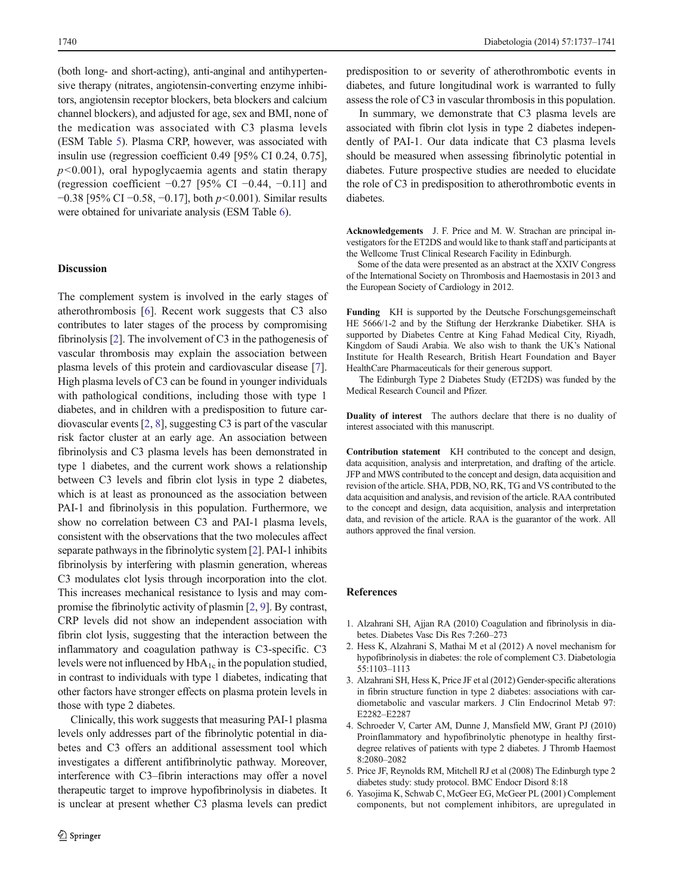(both long- and short-acting), anti-anginal and antihypertensive therapy (nitrates, angiotensin-converting enzyme inhibitors, angiotensin receptor blockers, beta blockers and calcium channel blockers), and adjusted for age, sex and BMI, none of the medication was associated with C3 plasma levels (ESM Table 5). Plasma CRP, however, was associated with insulin use (regression coefficient 0.49 [95% CI 0.24, 0.75], $p<0.001$), oral hypoglycaemia agents and statin therapy (regression coefficient −0.27 [95% CI −0.44, −0.11] and −0.38 [95% CI −0.58, −0.17], both $p<0.001$). Similar results were obtained for univariate analysis (ESM Table 6).

## Discussion

The complement system is involved in the early stages of atherothrombosis [6]. Recent work suggests that C3 also contributes to later stages of the process by compromising fibrinolysis [2]. The involvement of C3 in the pathogenesis of vascular thrombosis may explain the association between plasma levels of this protein and cardiovascular disease [7]. High plasma levels of C3 can be found in younger individuals with pathological conditions, including those with type 1 diabetes, and in children with a predisposition to future cardiovascular events [2, 8], suggesting C3 is part of the vascular risk factor cluster at an early age. An association between fibrinolysis and C3 plasma levels has been demonstrated in type 1 diabetes, and the current work shows a relationship between C3 levels and fibrin clot lysis in type 2 diabetes, which is at least as pronounced as the association between PAI-1 and fibrinolysis in this population. Furthermore, we show no correlation between C3 and PAI-1 plasma levels, consistent with the observations that the two molecules affect separate pathways in the fibrinolytic system [2]. PAI-1 inhibits fibrinolysis by interfering with plasmin generation, whereas C3 modulates clot lysis through incorporation into the clot. This increases mechanical resistance to lysis and may compromise the fibrinolytic activity of plasmin [2, 9]. By contrast, CRP levels did not show an independent association with fibrin clot lysis, suggesting that the interaction between the inflammatory and coagulation pathway is C3-specific. C3 levels were not influenced by $HbA_{1c}$ in the population studied, in contrast to individuals with type 1 diabetes, indicating that other factors have stronger effects on plasma protein levels in those with type 2 diabetes.

Clinically, this work suggests that measuring PAI-1 plasma levels only addresses part of the fibrinolytic potential in diabetes and C3 offers an additional assessment tool which investigates a different antifibrinolytic pathway. Moreover, interference with C3–fibrin interactions may offer a novel therapeutic target to improve hypofibrinolysis in diabetes. It is unclear at present whether C3 plasma levels can predict predisposition to or severity of atherothrombotic events in diabetes, and future longitudinal work is warranted to fully assess the role of C3 in vascular thrombosis in this population.

In summary, we demonstrate that C3 plasma levels are associated with fibrin clot lysis in type 2 diabetes independently of PAI-1. Our data indicate that C3 plasma levels should be measured when assessing fibrinolytic potential in diabetes. Future prospective studies are needed to elucidate the role of C3 in predisposition to atherothrombotic events in diabetes.

**Acknowledgements** J. F. Price and M. W. Strachan are principal investigators for the ET2DS and would like to thank staff and participants at the Wellcome Trust Clinical Research Facility in Edinburgh.

Some of the data were presented as an abstract at the XXIV Congress of the International Society on Thrombosis and Haemostasis in 2013 and the European Society of Cardiology in 2012.

**Funding** KH is supported by the Deutsche Forschungsgemeinschaft HE 5666/1-2 and by the Stiftung der Herzkranke Diabetiker. SHA is supported by Diabetes Centre at King Fahad Medical City, Riyadh, Kingdom of Saudi Arabia. We also wish to thank the UK's National Institute for Health Research, British Heart Foundation and Bayer HealthCare Pharmaceuticals for their generous support.

The Edinburgh Type 2 Diabetes Study (ET2DS) was funded by the Medical Research Council and Pfizer.

**Duality of interest** The authors declare that there is no duality of interest associated with this manuscript.

**Contribution statement** KH contributed to the concept and design, data acquisition, analysis and interpretation, and drafting of the article. JFP and MWS contributed to the concept and design, data acquisition and revision of the article. SHA, PDB, NO, RK, TG and VS contributed to the data acquisition and analysis, and revision of the article. RAA contributed to the concept and design, data acquisition, analysis and interpretation data, and revision of the article. RAA is the guarantor of the work. All authors approved the final version.

## References

1. Alzahrani SH, Ajjan RA (2010) Coagulation and fibrinolysis in diabetes. Diabetes Vasc Dis Res 7:260–273
2. Hess K, Alzahrani S, Mathai M et al (2012) A novel mechanism for hypofibrinolysis in diabetes: the role of complement C3. Diabetologia 55:1103–1113
3. Alzahrani SH, Hess K, Price JF et al (2012) Gender-specific alterations in fibrin structure function in type 2 diabetes: associations with cardiometabolic and vascular markers. J Clin Endocrinol Metab 97: E2282–E2287
4. Schroeder V, Carter AM, Dunne J, Mansfield MW, Grant PJ (2010) Proinflammatory and hypofibrinolytic phenotype in healthy first-degree relatives of patients with type 2 diabetes. J Thromb Haemost 8:2080–2082
5. Price JF, Reynolds RM, Mitchell RJ et al (2008) The Edinburgh type 2 diabetes study: study protocol. BMC Endocr Disord 8:18
6. Yasojima K, Schwab C, McGeer EG, McGeer PL (2001) Complement components, but not complement inhibitors, are upregulated in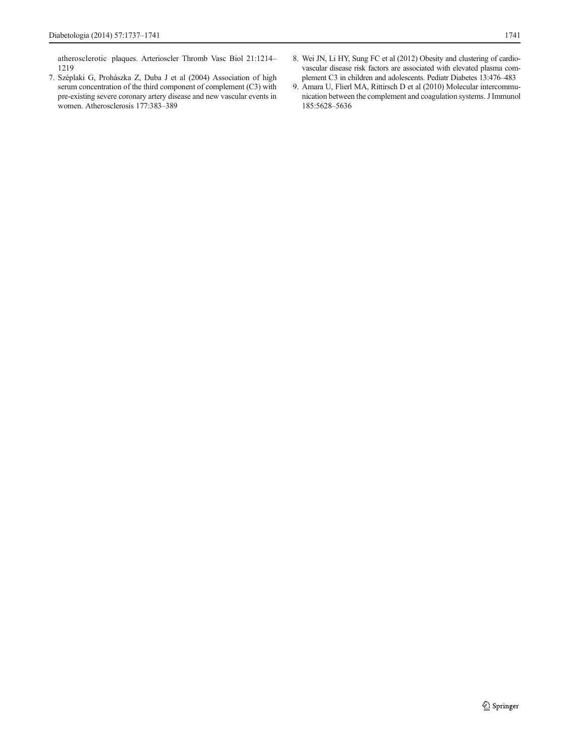atherosclerotic plaques. Arterioscler Thromb Vasc Biol 21:1214–1219

7. Széplaki G, Prohászka Z, Duba J et al (2004) Association of high serum concentration of the third component of complement (C3) with pre-existing severe coronary artery disease and new vascular events in women. Atherosclerosis 177:383–389
8. Wei JN, Li HY, Sung FC et al (2012) Obesity and clustering of cardiovascular disease risk factors are associated with elevated plasma complement C3 in children and adolescents. Pediatr Diabetes 13:476–483
9. Amara U, Flierl MA, Rittirsch D et al (2010) Molecular intercommunication between the complement and coagulation systems. J Immunol 185:5628–5636